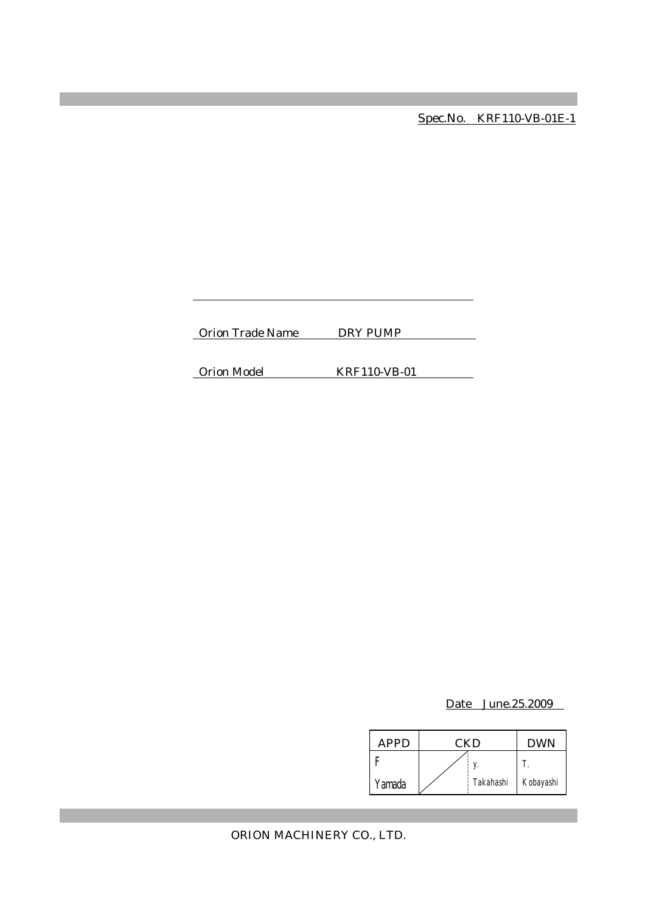Spec.No. KRF110-VB-01E-1

Orion Trade Name DRY PUMP

Orion Model KRF110-VB-01

Date June.25.2009

| APPD | CKD | | DWN |
|---|---|---|---|
| F Yamada | | y. Takahashi | T. Kobayashi |

ORION MACHINERY CO., LTD.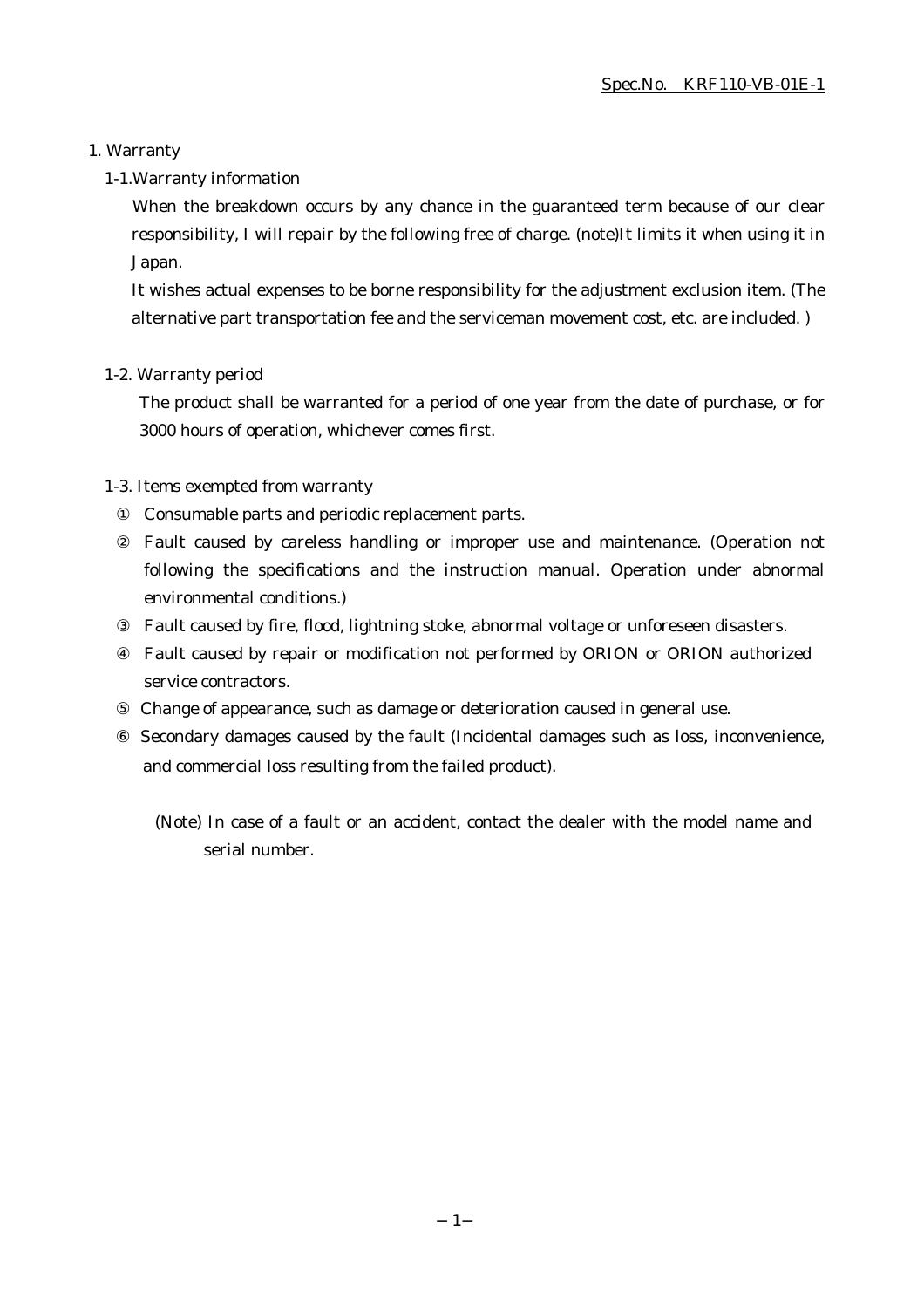Spec.No. KRF110-VB-01E-1

# 1. Warranty

## 1-1.Warranty information

When the breakdown occurs by any chance in the guaranteed term because of our clear responsibility, I will repair by the following free of charge. (note)It limits it when using it in Japan.

It wishes actual expenses to be borne responsibility for the adjustment exclusion item. (The alternative part transportation fee and the serviceman movement cost, etc. are included. )

## 1-2. Warranty period

The product shall be warranted for a period of one year from the date of purchase, or for 3000 hours of operation, whichever comes first.

## 1-3. Items exempted from warranty

① Consumable parts and periodic replacement parts.

② Fault caused by careless handling or improper use and maintenance. (Operation not following the specifications and the instruction manual. Operation under abnormal environmental conditions.)

③ Fault caused by fire, flood, lightning stoke, abnormal voltage or unforeseen disasters.

④ Fault caused by repair or modification not performed by ORION or ORION authorized service contractors.

⑤ Change of appearance, such as damage or deterioration caused in general use.

⑥ Secondary damages caused by the fault (Incidental damages such as loss, inconvenience, and commercial loss resulting from the failed product).

(Note) In case of a fault or an accident, contact the dealer with the model name and serial number.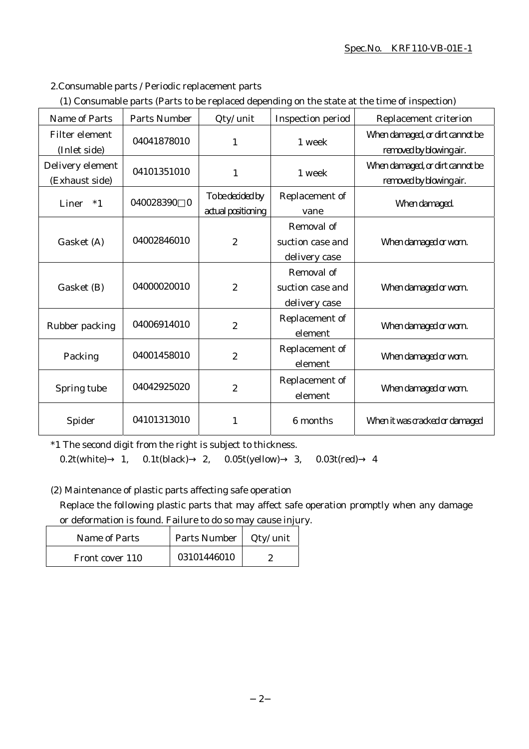## 2.Consumable parts / Periodic replacement parts

### (1) Consumable parts (Parts to be replaced depending on the state at the time of inspection)

| Name of Parts | Parts Number | Qty/unit | Inspection period | Replacement criterion |
|---|---|---|---|---|
| Filter element (Inlet side) | 04041878010 | 1 | 1 week | When damaged, or dirt cannot be removed by blowing air. |
| Delivery element (Exhaust side) | 04101351010 | 1 | 1 week | When damaged, or dirt cannot be removed by blowing air. |
| Liner *1 | 040028390□0 | To be decided by actual positioning | Replacement of vane | When damaged. |
| Gasket (A) | 04002846010 | 2 | Removal of suction case and delivery case | When damaged or worn. |
| Gasket (B) | 04000020010 | 2 | Removal of suction case and delivery case | When damaged or worn. |
| Rubber packing | 04006914010 | 2 | Replacement of element | When damaged or worn. |
| Packing | 04001458010 | 2 | Replacement of element | When damaged or worn. |
| Spring tube | 04042925020 | 2 | Replacement of element | When damaged or worn. |
| Spider | 04101313010 | 1 | 6 months | When it was cracked or damaged |

*1 The second digit from the right is subject to thickness.
0.2t(white)→ 1, 0.1t(black)→ 2, 0.05t(yellow)→ 3, 0.03t(red)→ 4

### (2) Maintenance of plastic parts affecting safe operation

Replace the following plastic parts that may affect safe operation promptly when any damage or deformation is found. Failure to do so may cause injury.

| Name of Parts | Parts Number | Qty/unit |
|---|---|---|
| Front cover 110 | 03101446010 | 2 |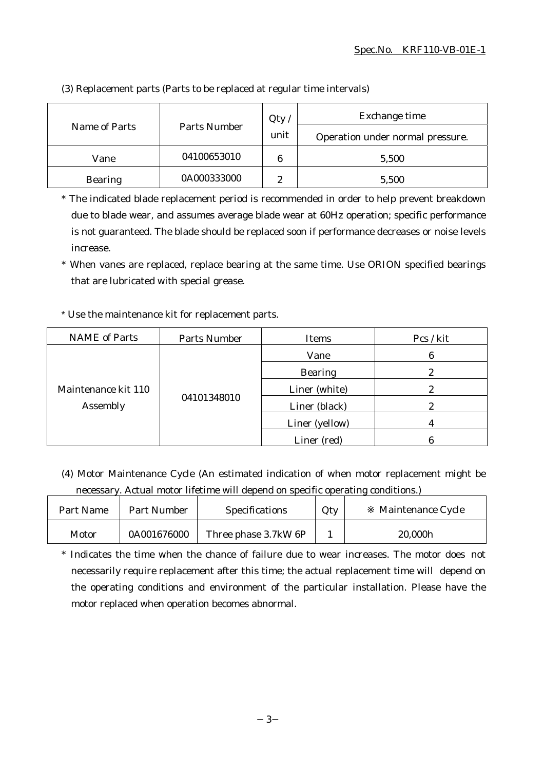(3) Replacement parts (Parts to be replaced at regular time intervals)

| Name of Parts | Parts Number | Qty / unit | Exchange time |
|---|---|---|---|
| | | | Operation under normal pressure. |
| Vane | 04100653010 | 6 | 5,500 |
| Bearing | 0A000333000 | 2 | 5,500 |

* The indicated blade replacement period is recommended in order to help prevent breakdown due to blade wear, and assumes average blade wear at 60Hz operation; specific performance is not guaranteed. The blade should be replaced soon if performance decreases or noise levels increase.
* When vanes are replaced, replace bearing at the same time. Use ORION specified bearings that are lubricated with special grease.

* Use the maintenance kit for replacement parts.

| NAME of Parts | Parts Number | Items | Pcs / kit |
|---|---|---|---|
| Maintenance kit 110 Assembly | 04101348010 | Vane | 6 |
| | | Bearing | 2 |
| | | Liner (white) | 2 |
| | | Liner (black) | 2 |
| | | Liner (yellow) | 4 |
| | | Liner (red) | 6 |

(4) Motor Maintenance Cycle (An estimated indication of when motor replacement might be necessary. Actual motor lifetime will depend on specific operating conditions.)

| Part Name | Part Number | Specifications | Qty | ※ Maintenance Cycle |
|---|---|---|---|---|
| Motor | 0A001676000 | Three phase 3.7kW 6P | 1 | 20,000h |

* Indicates the time when the chance of failure due to wear increases. The motor does not necessarily require replacement after this time; the actual replacement time will depend on the operating conditions and environment of the particular installation. Please have the motor replaced when operation becomes abnormal.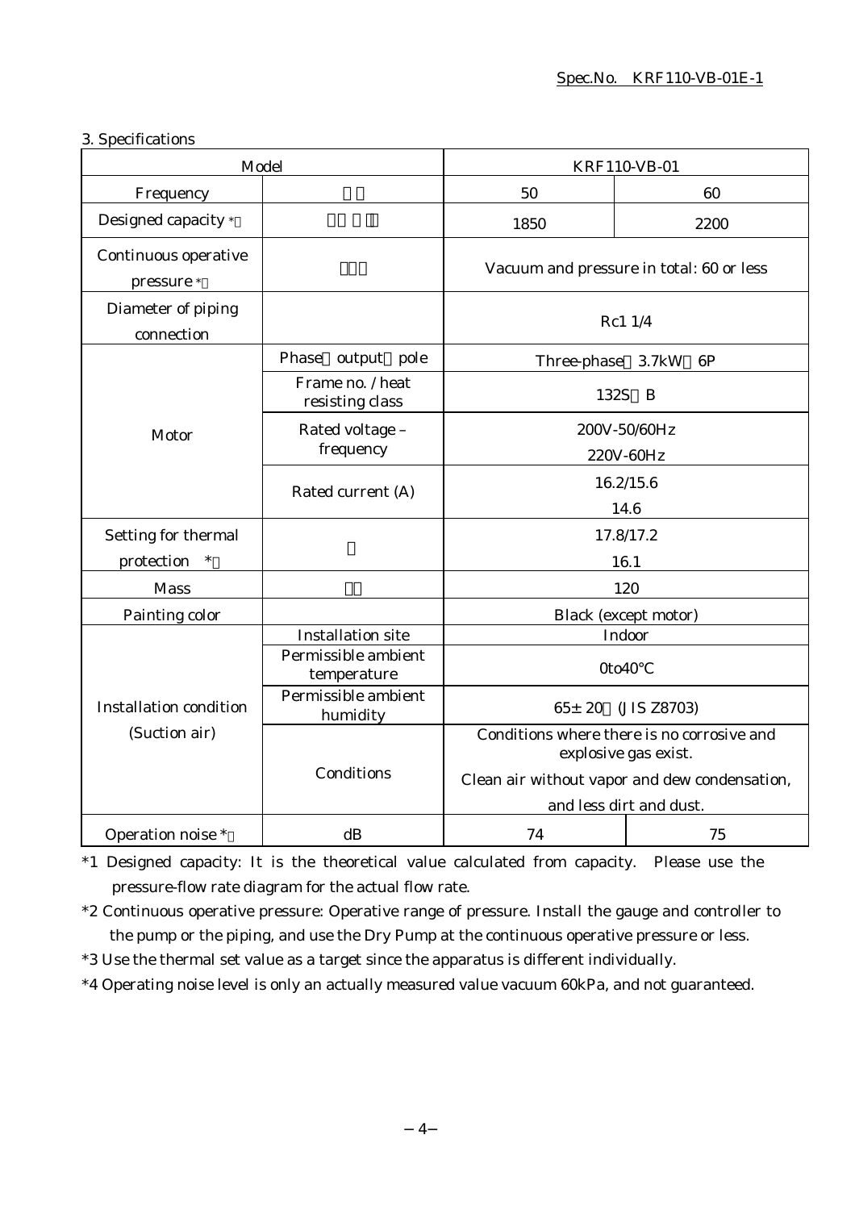Spec.No. KRF110-VB-01E-1

3. Specifications

| Model | | KRF110-VB-01 | |
|---|---|---|---|
| Frequency | | 50 | 60 |
| Designed capacity * | | 1850 | 2200 |
| Continuous operative pressure * | | Vacuum and pressure in total: 60 or less | |
| Diameter of piping connection | | Rc1 1/4 | |
| Motor | Phase output pole | Three-phase 3.7kW 6P | |
| | Frame no. / heat resisting class | 132S B | |
| | Rated voltage – frequency | 200V-50/60Hz<br>220V-60Hz | |
| | Rated current (A) | 16.2/15.6<br>14.6 | |
| Setting for thermal protection * | | 17.8/17.2<br>16.1 | |
| Mass | | 120 | |
| Painting color | | Black (except motor) | |
| Installation condition (Suction air) | Installation site | Indoor | |
| | Permissible ambient temperature | 0to40°C | |
| | Permissible ambient humidity | 65± 20 (JIS Z8703) | |
| | Conditions | Conditions where there is no corrosive and explosive gas exist.<br>Clean air without vapor and dew condensation, and less dirt and dust. | |
| Operation noise * | dB | 74 | 75 |

*1 Designed capacity: It is the theoretical value calculated from capacity. Please use the pressure-flow rate diagram for the actual flow rate.

*2 Continuous operative pressure: Operative range of pressure. Install the gauge and controller to the pump or the piping, and use the Dry Pump at the continuous operative pressure or less.

*3 Use the thermal set value as a target since the apparatus is different individually.

*4 Operating noise level is only an actually measured value vacuum 60kPa, and not guaranteed.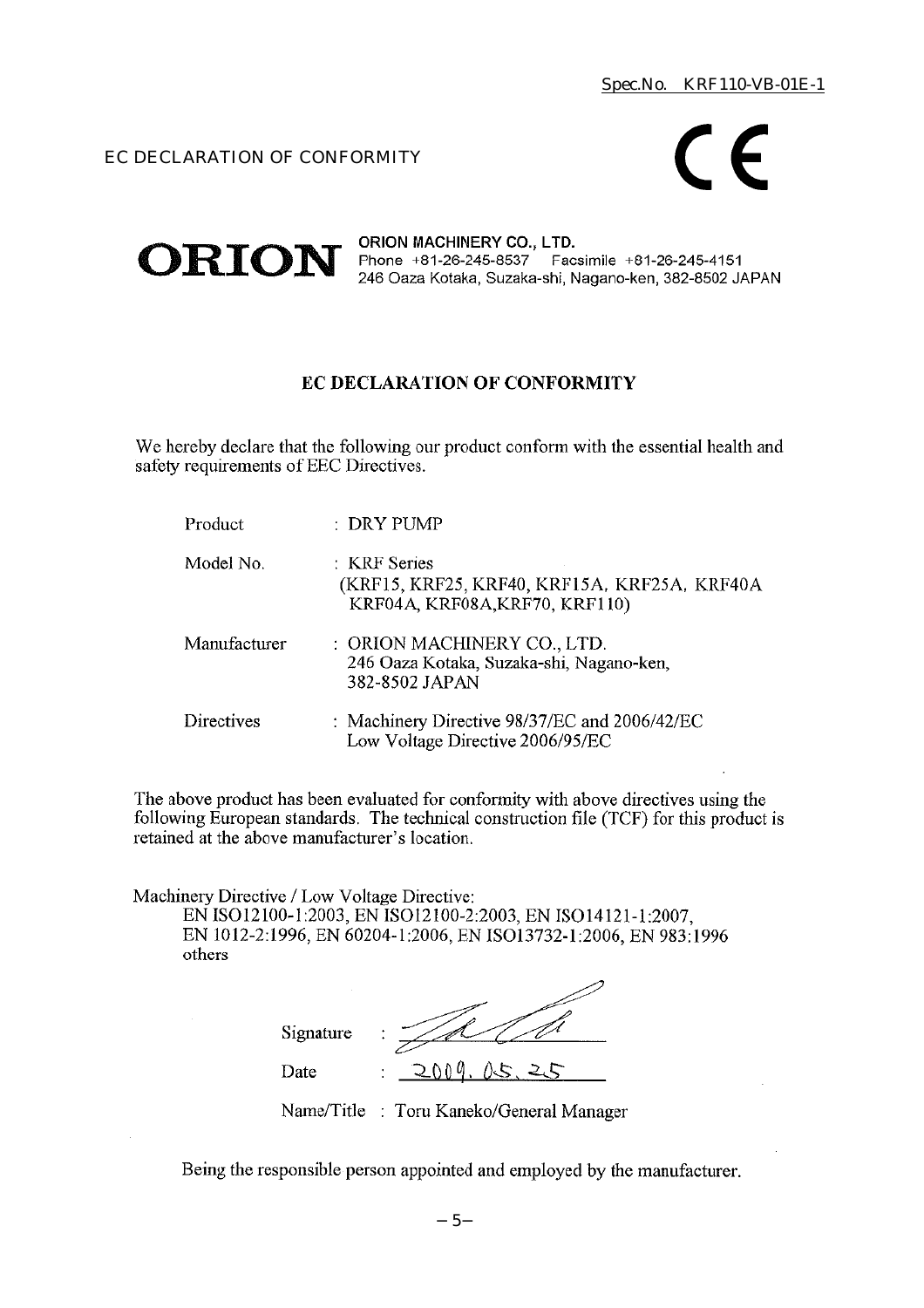Spec.No. KRF110-VB-01E-1

EC DECLARATION OF CONFORMITY

CE

**ORION**

**ORION MACHINERY CO., LTD.**
Phone +81-26-245-8537 Facsimile +81-26-245-4151
246 Oaza Kotaka, Suzaka-shi, Nagano-ken, 382-8502 JAPAN

## EC DECLARATION OF CONFORMITY

We hereby declare that the following our product conform with the essential health and safety requirements of EEC Directives.

| | |
|---|---|
| Product | : DRY PUMP |
| Model No. | : KRF Series (KRF15, KRF25, KRF40, KRF15A, KRF25A, KRF40A KRF04A, KRF08A,KRF70, KRF110) |
| Manufacturer | : ORION MACHINERY CO., LTD. 246 Oaza Kotaka, Suzaka-shi, Nagano-ken, 382-8502 JAPAN |
| Directives | : Machinery Directive 98/37/EC and 2006/42/EC Low Voltage Directive 2006/95/EC |

The above product has been evaluated for conformity with above directives using the following European standards. The technical construction file (TCF) for this product is retained at the above manufacturer's location.

Machinery Directive / Low Voltage Directive:
EN ISO12100-1:2003, EN ISO12100-2:2003, EN ISO14121-1:2007, EN 1012-2:1996, EN 60204-1:2006, EN ISO13732-1:2006, EN 983:1996 others

Signature :

Date : 2009. 05. 25

Name/Title : Toru Kaneko/General Manager

Being the responsible person appointed and employed by the manufacturer.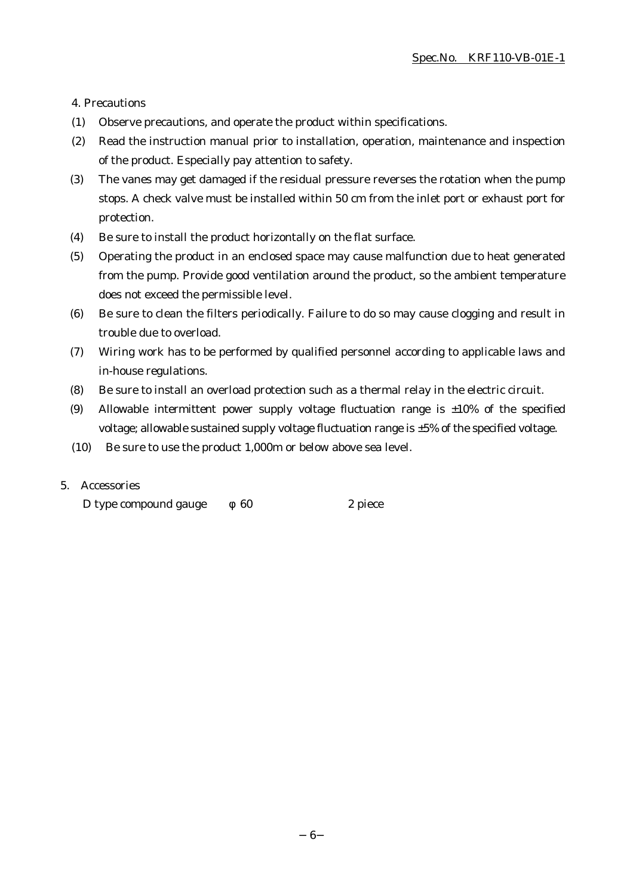## 4. Precautions

(1) Observe precautions, and operate the product within specifications.

(2) Read the instruction manual prior to installation, operation, maintenance and inspection of the product. Especially pay attention to safety.

(3) The vanes may get damaged if the residual pressure reverses the rotation when the pump stops. A check valve must be installed within 50 cm from the inlet port or exhaust port for protection.

(4) Be sure to install the product horizontally on the flat surface.

(5) Operating the product in an enclosed space may cause malfunction due to heat generated from the pump. Provide good ventilation around the product, so the ambient temperature does not exceed the permissible level.

(6) Be sure to clean the filters periodically. Failure to do so may cause clogging and result in trouble due to overload.

(7) Wiring work has to be performed by qualified personnel according to applicable laws and in-house regulations.

(8) Be sure to install an overload protection such as a thermal relay in the electric circuit.

(9) Allowable intermittent power supply voltage fluctuation range is ±10% of the specified voltage; allowable sustained supply voltage fluctuation range is ±5% of the specified voltage.

(10) Be sure to use the product 1,000m or below above sea level.

## 5. Accessories

D type compound gauge φ 60 2 piece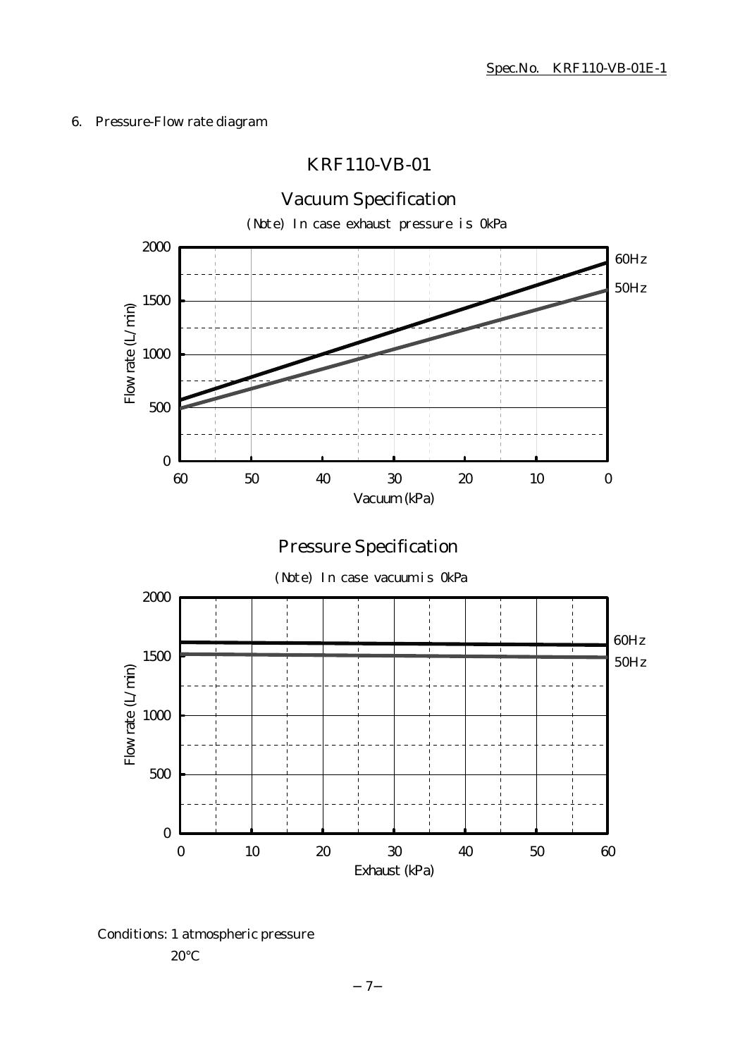## 6. Pressure-Flow rate diagram

### KRF110-VB-01

#### Vacuum Specification

(Note) In case exhaust pressure is 0kPa

Flow rate (L/min): 0, 500, 1000, 1500, 2000

Vacuum (kPa): 60, 50, 40, 30, 20, 10, 0

60Hz

50Hz

#### Pressure Specification

(Note) In case vacuum is 0kPa

Flow rate (L/min): 0, 500, 1000, 1500, 2000

Exhaust (kPa): 0, 10, 20, 30, 40, 50, 60

60Hz

50Hz

Conditions: 1 atmospheric pressure

20°C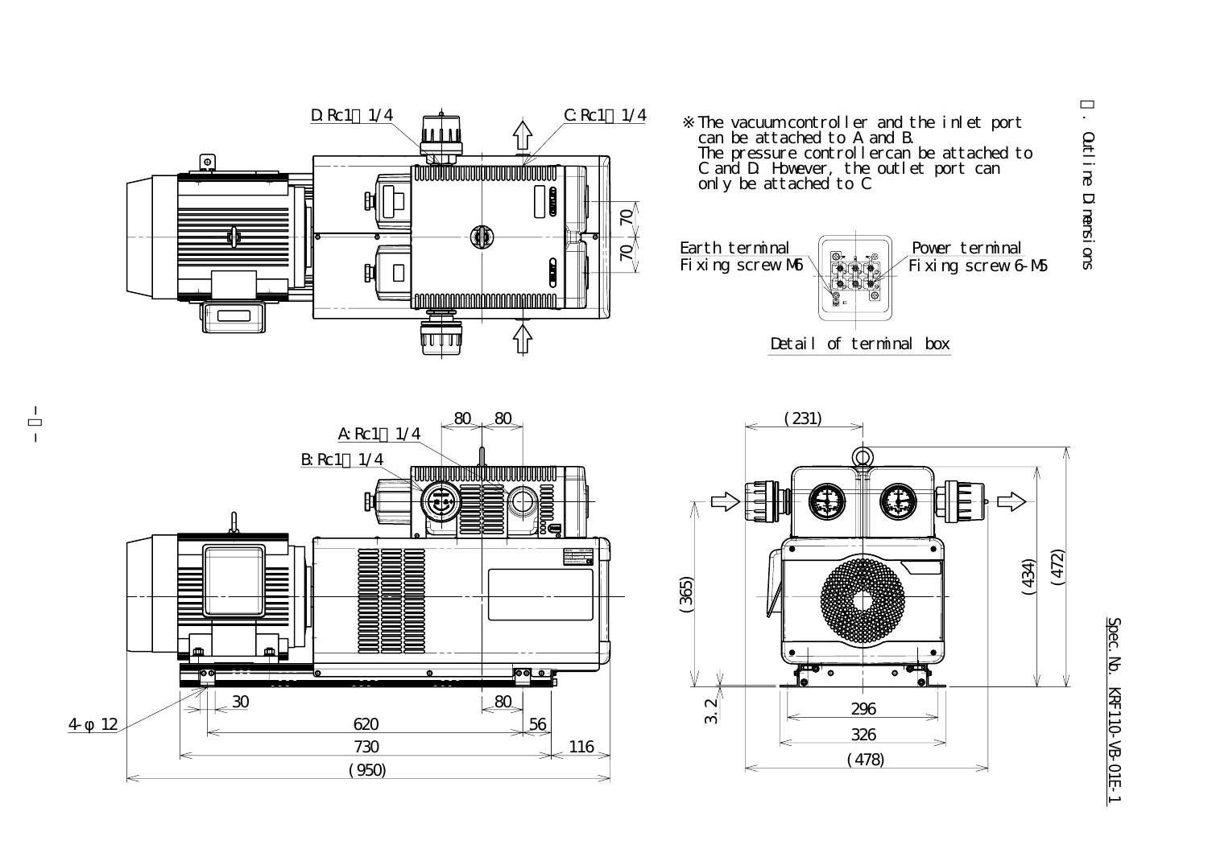## □. Outline Dimensions

D:Rc1 1/4

C:Rc1 1/4

※The vacuum controller and the inlet port can be attached to A and B.
The pressure controller can be attached to C and D. However, the outlet port can only be attached to C.

70

70

Earth terminal
Fixing screw M6

Power terminal
Fixing screw 6-M5

Detail of terminal box

A:Rc1 1/4

B:Rc1 1/4

80 80

4-φ12

30

620

730

(950)

80

56

116

(231)

(365)

3.2

296

326

(478)

(434)

(472)

Spec.No. KRF110-VB-01E-1